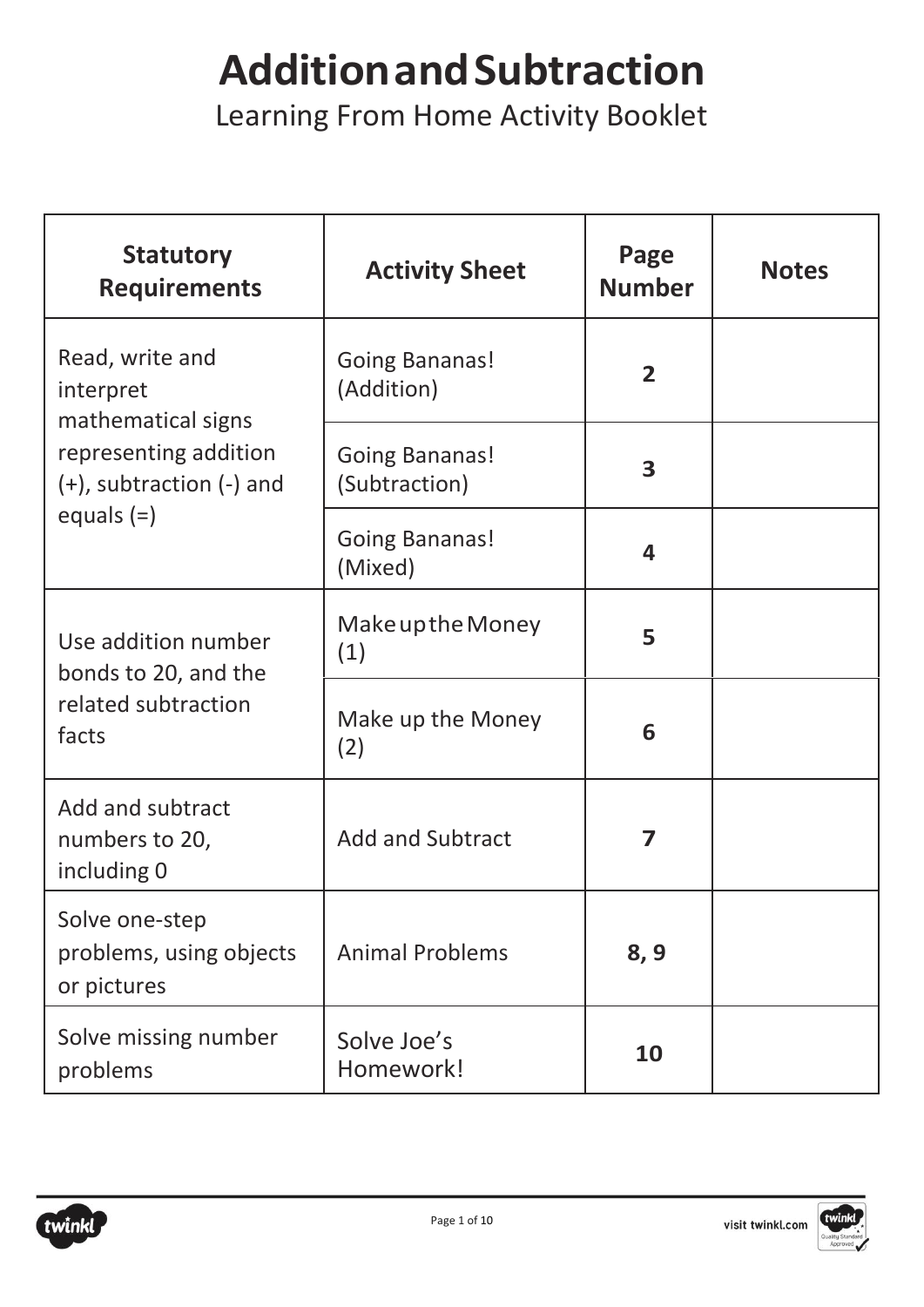# Addition and Subtraction

Learning From Home Activity Booklet

| Statutory Requirements | Activity Sheet | Page Number | Notes |
| --- | --- | --- | --- |
| Read, write and interpret mathematical signs representing addition (+), subtraction (-) and equals (=) | Going Bananas! (Addition) | **2** | |
| | Going Bananas! (Subtraction) | **3** | |
| | Going Bananas! (Mixed) | **4** | |
| Use addition number bonds to 20, and the related subtraction facts | Make up the Money (1) | **5** | |
| | Make up the Money (2) | **6** | |
| Add and subtract numbers to 20, including 0 | Add and Subtract | **7** | |
| Solve one-step problems, using objects or pictures | Animal Problems | **8, 9** | |
| Solve missing number problems | Solve Joe's Homework! | **10** | |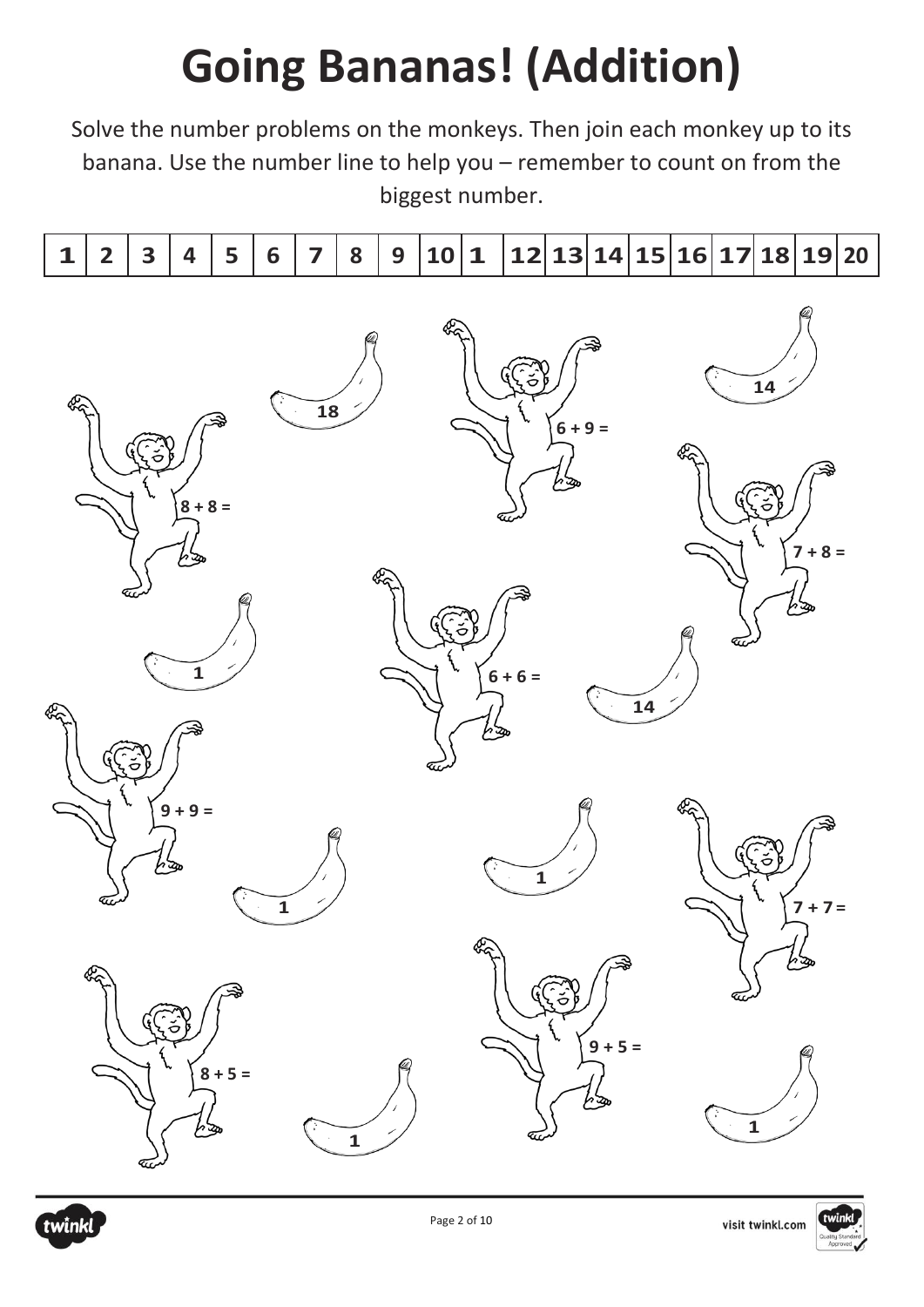# Going Bananas! (Addition)

Solve the number problems on the monkeys. Then join each monkey up to its banana. Use the number line to help you – remember to count on from the biggest number.

| 1 | 2 | 3 | 4 | 5 | 6 | 7 | 8 | 9 | 10 | 1 | 12 | 13 | 14 | 15 | 16 | 17 | 18 | 19 | 20 |
|---|---|---|---|---|---|---|---|---|---|---|---|---|---|---|---|---|---|---|---|

18

6 + 9 =

14

8 + 8 =

7 + 8 =

1

6 + 6 =

14

9 + 9 =

1

1

7 + 7 =

9 + 5 =

8 + 5 =

1

1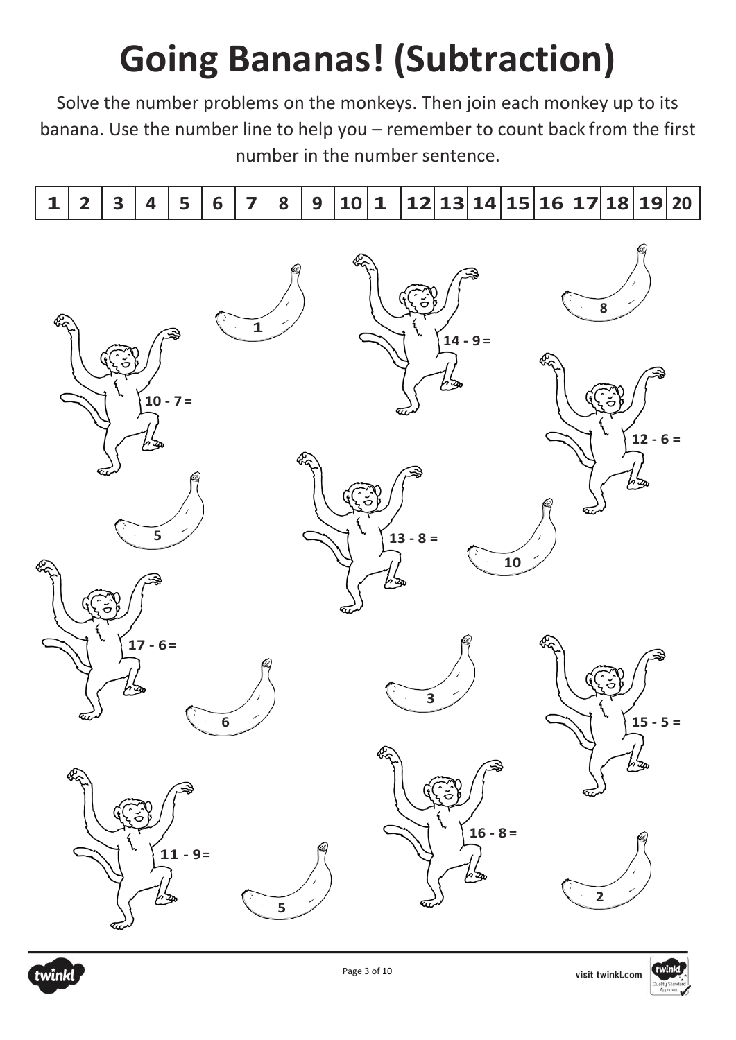# Going Bananas! (Subtraction)

Solve the number problems on the monkeys. Then join each monkey up to its banana. Use the number line to help you – remember to count back from the first number in the number sentence.

| 1 | 2 | 3 | 4 | 5 | 6 | 7 | 8 | 9 | 10 | 1 | 12 | 13 | 14 | 15 | 16 | 17 | 18 | 19 | 20 |
|---|---|---|---|---|---|---|---|---|---|---|---|---|---|---|---|---|---|---|---|

1

14 - 9 =

8

10 - 7 =

12 - 6 =

5

13 - 8 =

10

17 - 6 =

6

3

15 - 5 =

16 - 8 =

11 - 9=

5

2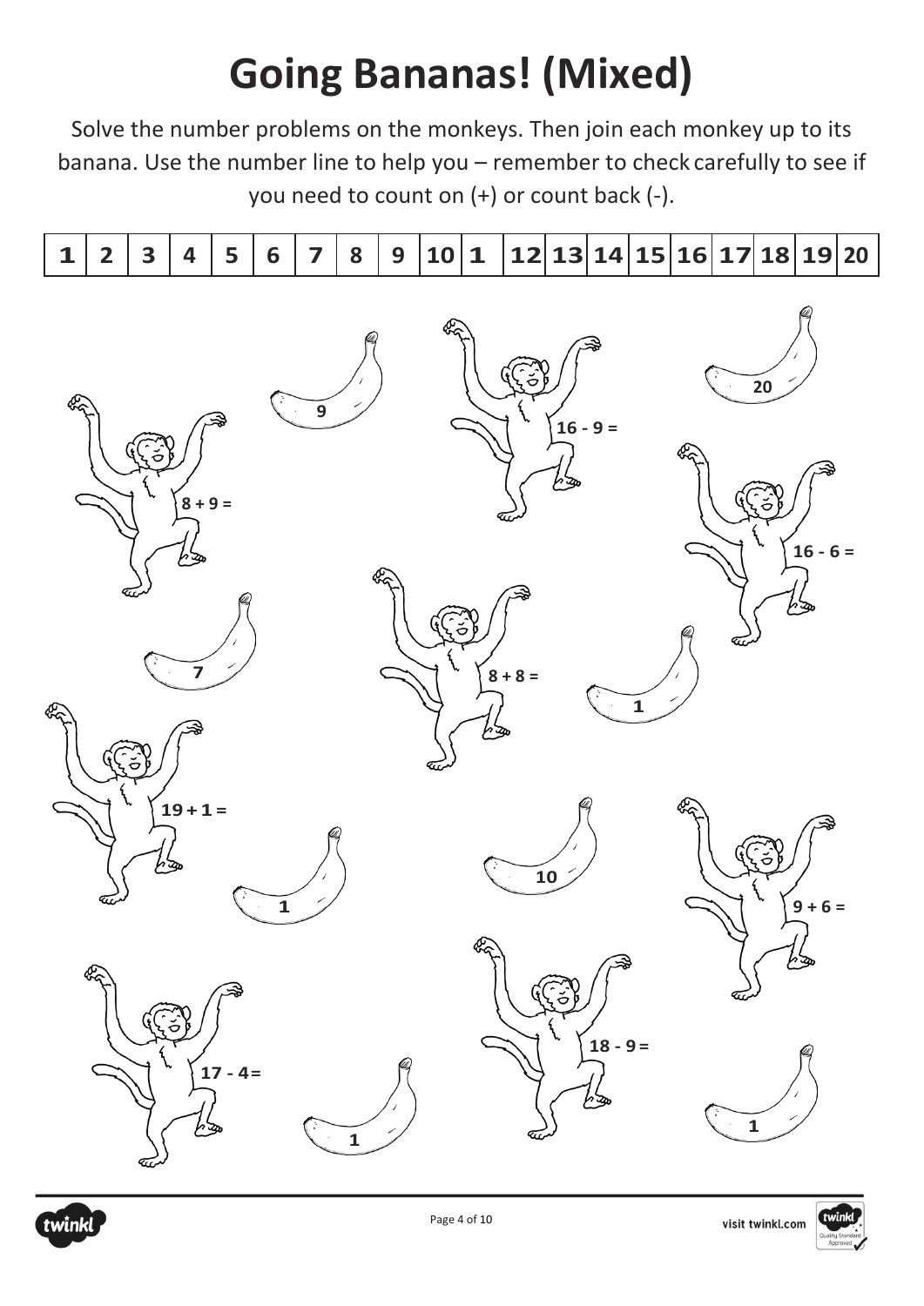# Going Bananas! (Mixed)

Solve the number problems on the monkeys. Then join each monkey up to its banana. Use the number line to help you – remember to check carefully to see if you need to count on (+) or count back (-).

| 1 | 2 | 3 | 4 | 5 | 6 | 7 | 8 | 9 | 10 | 1 | 12 | 13 | 14 | 15 | 16 | 17 | 18 | 19 | 20 |
|---|---|---|---|---|---|---|---|---|---|---|---|---|---|---|---|---|---|---|---|

9

16 - 9 =

20

8 + 9 =

16 - 6 =

7

8 + 8 =

1

19 + 1 =

1

10

9 + 6 =

18 - 9 =

17 - 4=

1

1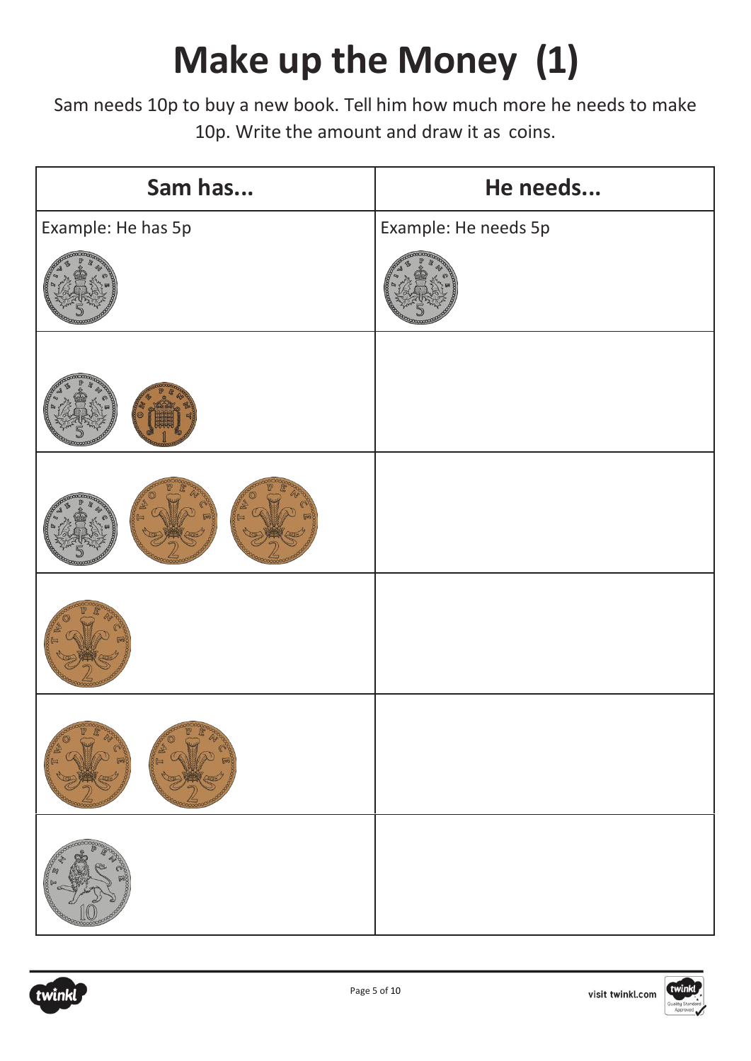# Make up the Money (1)

Sam needs 10p to buy a new book. Tell him how much more he needs to make 10p. Write the amount and draw it as coins.

| Sam has... | He needs... |
| --- | --- |
| Example: He has 5p | Example: He needs 5p |
| | |
| | |
| | |
| | |
| | |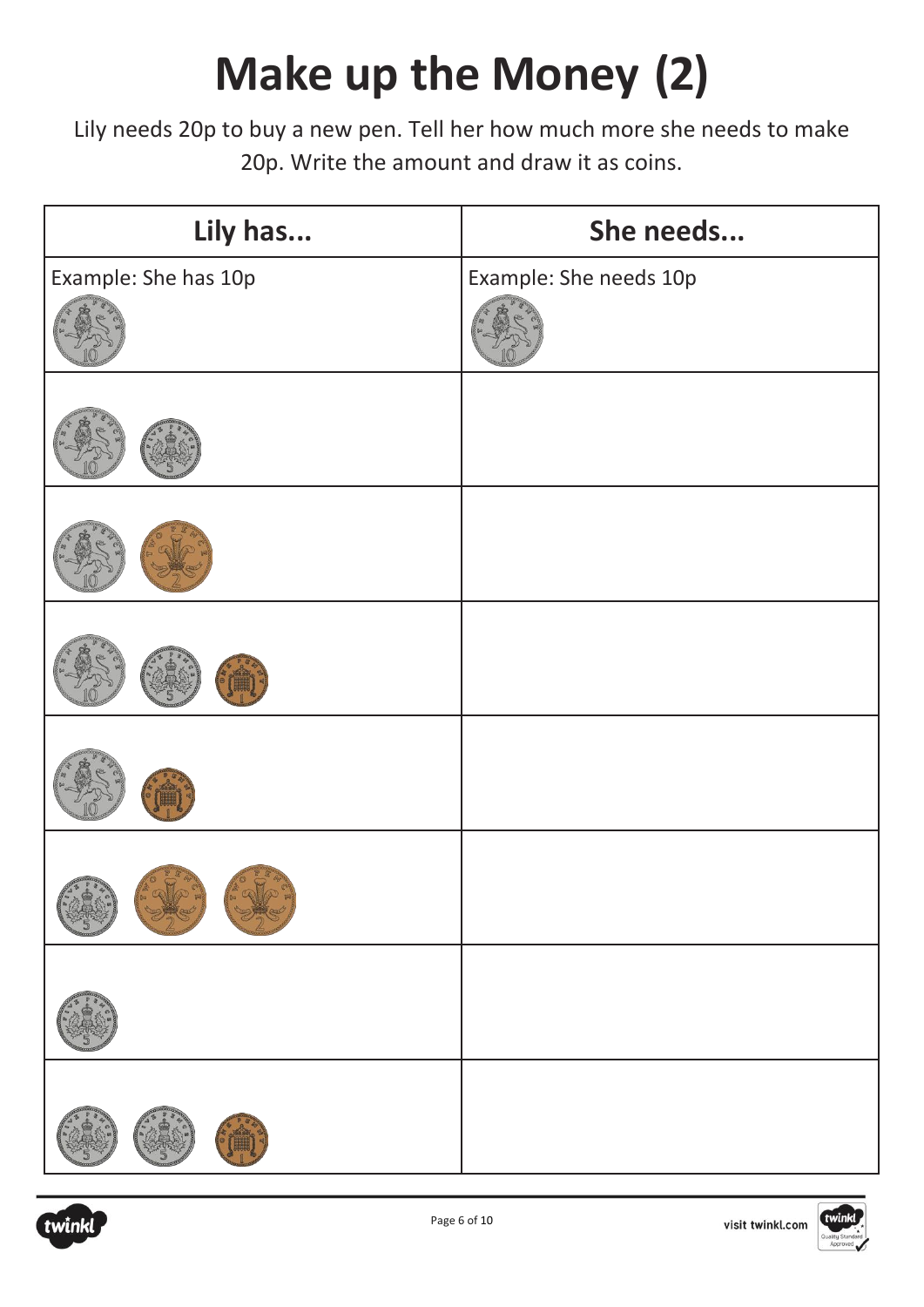# Make up the Money (2)

Lily needs 20p to buy a new pen. Tell her how much more she needs to make 20p. Write the amount and draw it as coins.

| Lily has... | She needs... |
|---|---|
| Example: She has 10p | Example: She needs 10p |
| | |
| | |
| | |
| | |
| | |
| | |
| | |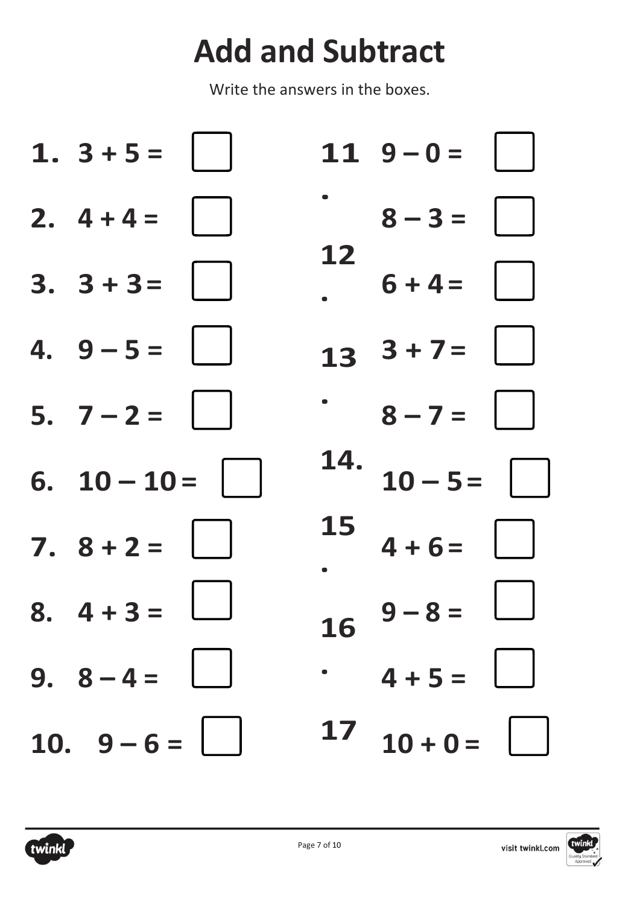# Add and Subtract

Write the answers in the boxes.

1. 3 + 5 = ☐
2. 4 + 4 = ☐
3. 3 + 3 = ☐
4. 9 – 5 = ☐
5. 7 – 2 = ☐
6. 10 – 10 = ☐
7. 8 + 2 = ☐
8. 4 + 3 = ☐
9. 8 – 4 = ☐
10. 9 – 6 = ☐

11. 9 – 0 = ☐

8 – 3 = ☐

12. 6 + 4 = ☐

13. 3 + 7 = ☐

8 – 7 = ☐

14. 10 – 5 = ☐

15. 4 + 6 = ☐

9 – 8 = ☐

16. 4 + 5 = ☐

17 10 + 0 = ☐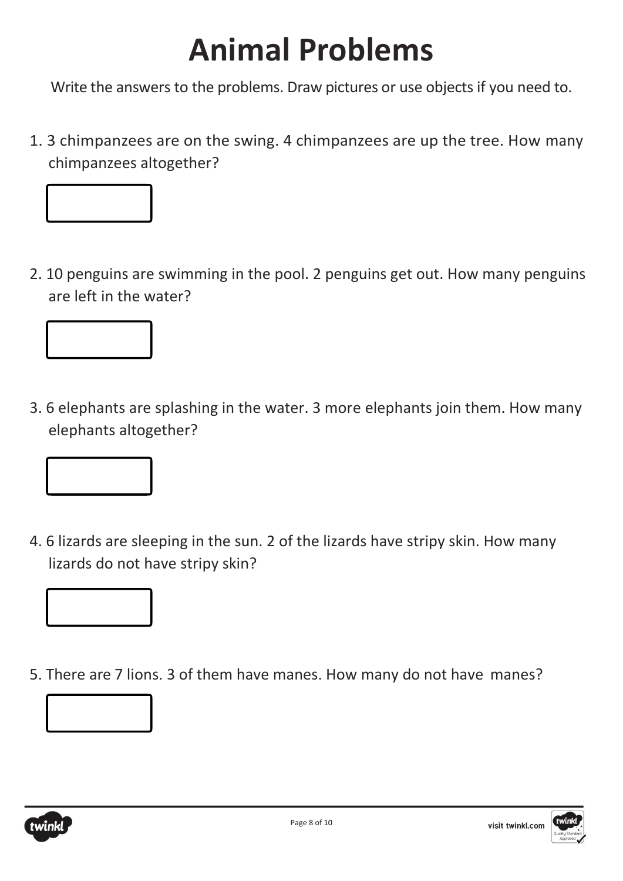# Animal Problems

Write the answers to the problems. Draw pictures or use objects if you need to.

1. 3 chimpanzees are on the swing. 4 chimpanzees are up the tree. How many chimpanzees altogether?

2. 10 penguins are swimming in the pool. 2 penguins get out. How many penguins are left in the water?

3. 6 elephants are splashing in the water. 3 more elephants join them. How many elephants altogether?

4. 6 lizards are sleeping in the sun. 2 of the lizards have stripy skin. How many lizards do not have stripy skin?

5. There are 7 lions. 3 of them have manes. How many do not have manes?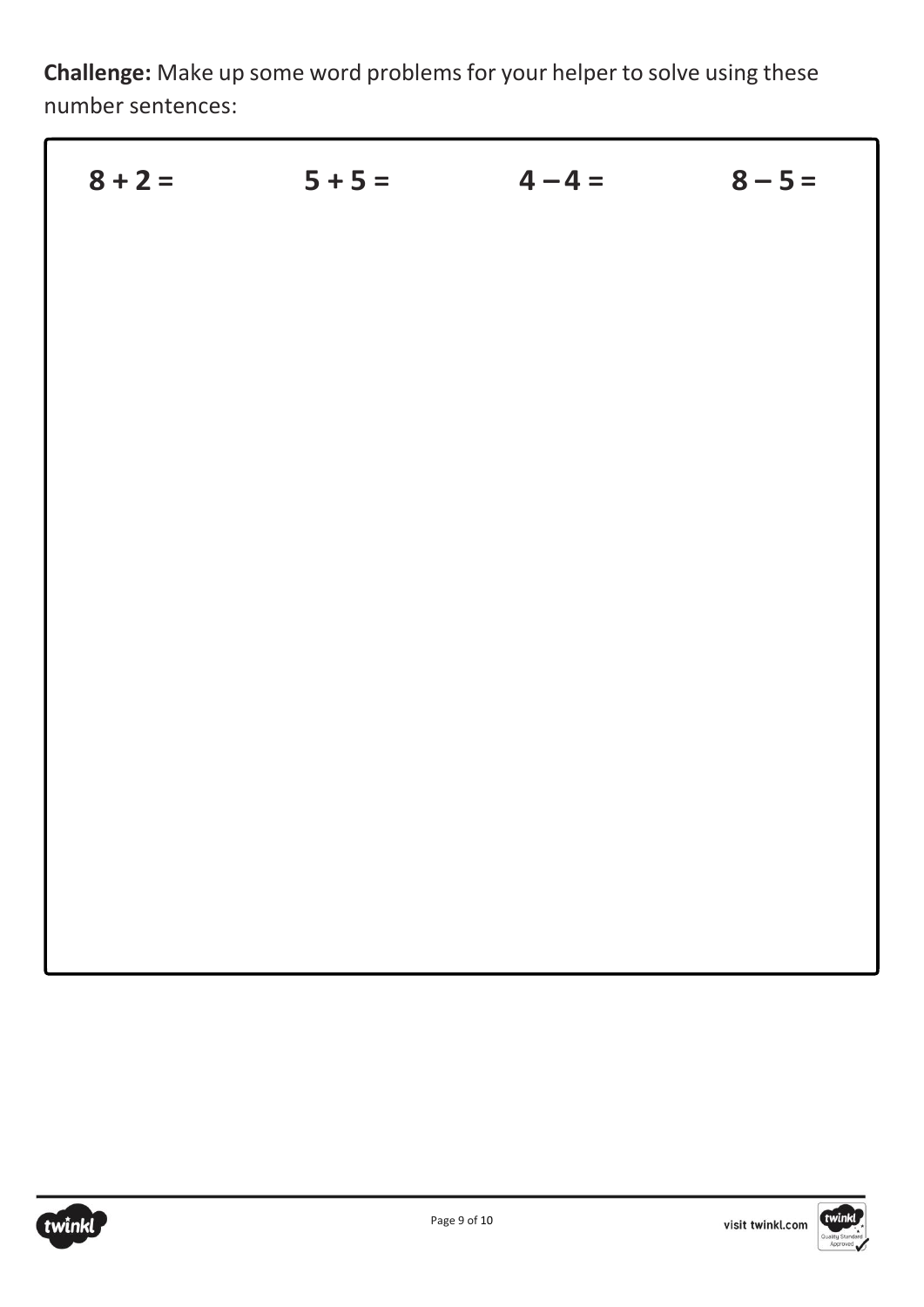**Challenge:** Make up some word problems for your helper to solve using these number sentences:

| $8 + 2 =$ | $5 + 5 =$ | $4 - 4 =$ | $8 - 5 =$ |
| --- | --- | --- | --- |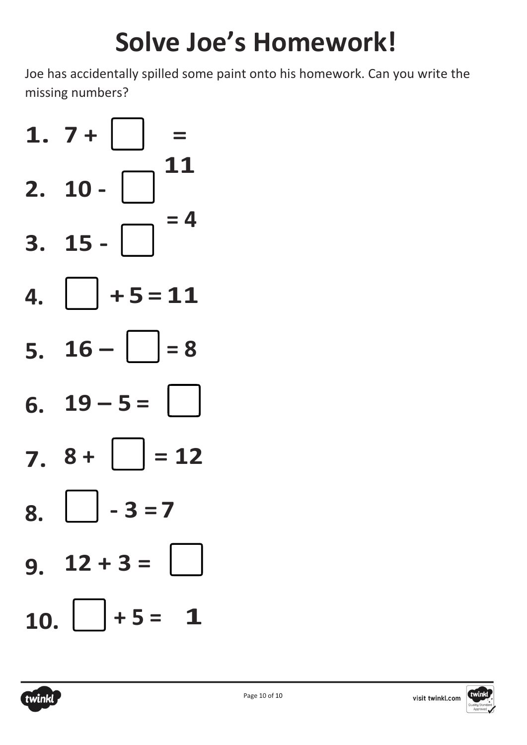# Solve Joe's Homework!

Joe has accidentally spilled some paint onto his homework. Can you write the missing numbers?

1. 7 + □ = 11
2. 10 - □ = 4
3. 15 - □
4. □ + 5 = 11
5. 16 – □ = 8
6. 19 – 5 = □
7. 8 + □ = 12
8. □ - 3 = 7
9. 12 + 3 = □
10. □ + 5 = 1